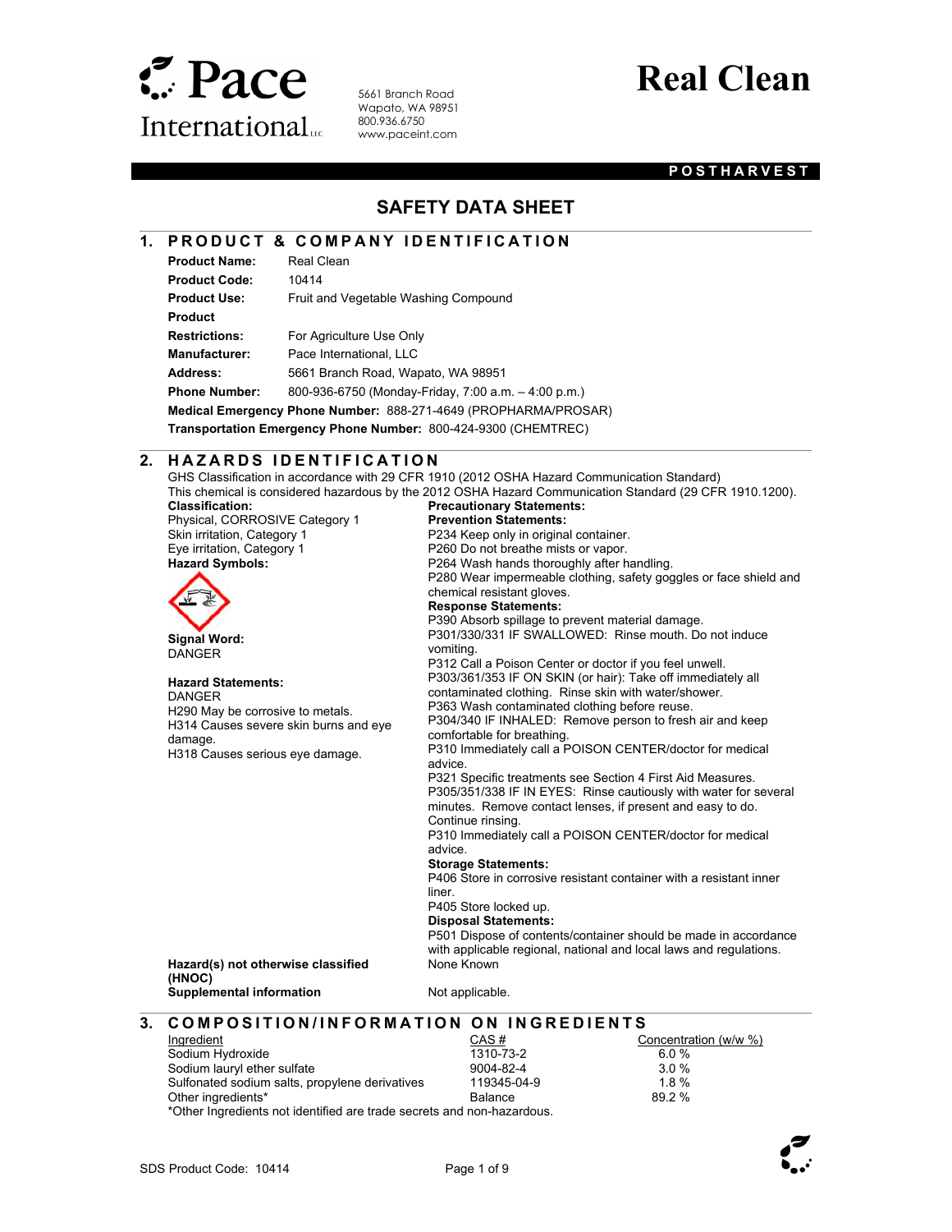# Pace International LLC

5661 Branch Road
Wapato, WA 98951
800.936.6750
www.paceint.com

# Real Clean

**POSTHARVEST**

## SAFETY DATA SHEET

## 1. PRODUCT & COMPANY IDENTIFICATION

**Product Name:** Real Clean
**Product Code:** 10414
**Product Use:** Fruit and Vegetable Washing Compound
**Product Restrictions:** For Agriculture Use Only
**Manufacturer:** Pace International, LLC
**Address:** 5661 Branch Road, Wapato, WA 98951
**Phone Number:** 800-936-6750 (Monday-Friday, 7:00 a.m. – 4:00 p.m.)
**Medical Emergency Phone Number:** 888-271-4649 (PROPHARMA/PROSAR)
**Transportation Emergency Phone Number:** 800-424-9300 (CHEMTREC)

## 2. HAZARDS IDENTIFICATION

GHS Classification in accordance with 29 CFR 1910 (2012 OSHA Hazard Communication Standard)
This chemical is considered hazardous by the 2012 OSHA Hazard Communication Standard (29 CFR 1910.1200).

**Classification:**
Physical, CORROSIVE Category 1
Skin irritation, Category 1
Eye irritation, Category 1

**Hazard Symbols:**

**Signal Word:**
DANGER

**Hazard Statements:**
DANGER
H290 May be corrosive to metals.
H314 Causes severe skin burns and eye damage.
H318 Causes serious eye damage.

**Precautionary Statements:**

**Prevention Statements:**
P234 Keep only in original container.
P260 Do not breathe mists or vapor.
P264 Wash hands thoroughly after handling.
P280 Wear impermeable clothing, safety goggles or face shield and chemical resistant gloves.

**Response Statements:**
P390 Absorb spillage to prevent material damage.
P301/330/331 IF SWALLOWED: Rinse mouth. Do not induce vomiting.
P312 Call a Poison Center or doctor if you feel unwell.
P303/361/353 IF ON SKIN (or hair): Take off immediately all contaminated clothing. Rinse skin with water/shower.
P363 Wash contaminated clothing before reuse.
P304/340 IF INHALED: Remove person to fresh air and keep comfortable for breathing.
P310 Immediately call a POISON CENTER/doctor for medical advice.
P321 Specific treatments see Section 4 First Aid Measures.
P305/351/338 IF IN EYES: Rinse cautiously with water for several minutes. Remove contact lenses, if present and easy to do. Continue rinsing.
P310 Immediately call a POISON CENTER/doctor for medical advice.

**Storage Statements:**
P406 Store in corrosive resistant container with a resistant inner liner.
P405 Store locked up.

**Disposal Statements:**
P501 Dispose of contents/container should be made in accordance with applicable regional, national and local laws and regulations.

**Hazard(s) not otherwise classified (HNOC)** None Known

**Supplemental information** Not applicable.

## 3. COMPOSITION/INFORMATION ON INGREDIENTS

| Ingredient | CAS # | Concentration (w/w %) |
|---|---|---|
| Sodium Hydroxide | 1310-73-2 | 6.0 % |
| Sodium lauryl ether sulfate | 9004-82-4 | 3.0 % |
| Sulfonated sodium salts, propylene derivatives | 119345-04-9 | 1.8 % |
| Other ingredients* | Balance | 89.2 % |

*Other Ingredients not identified are trade secrets and non-hazardous.

SDS Product Code: 10414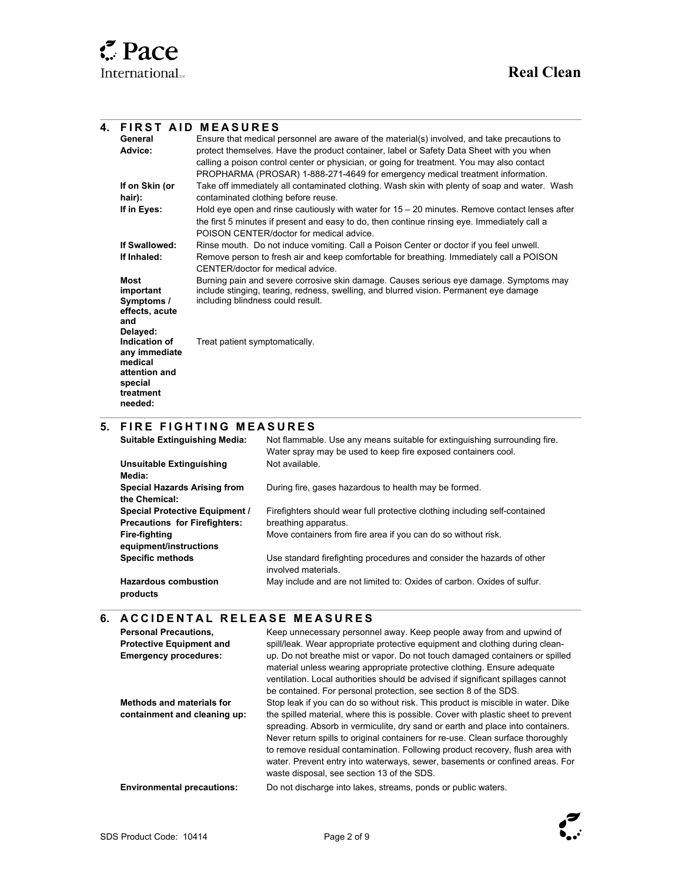## 4. FIRST AID MEASURES

| | |
|---|---|
| **General Advice:** | Ensure that medical personnel are aware of the material(s) involved, and take precautions to protect themselves. Have the product container, label or Safety Data Sheet with you when calling a poison control center or physician, or going for treatment. You may also contact PROPHARMA (PROSAR) 1-888-271-4649 for emergency medical treatment information. |
| **If on Skin (or hair):** | Take off immediately all contaminated clothing. Wash skin with plenty of soap and water. Wash contaminated clothing before reuse. |
| **If in Eyes:** | Hold eye open and rinse cautiously with water for 15 – 20 minutes. Remove contact lenses after the first 5 minutes if present and easy to do, then continue rinsing eye. Immediately call a POISON CENTER/doctor for medical advice. |
| **If Swallowed:** | Rinse mouth. Do not induce vomiting. Call a Poison Center or doctor if you feel unwell. |
| **If Inhaled:** | Remove person to fresh air and keep comfortable for breathing. Immediately call a POISON CENTER/doctor for medical advice. |
| **Most important Symptoms / effects, acute and Delayed:** | Burning pain and severe corrosive skin damage. Causes serious eye damage. Symptoms may include stinging, tearing, redness, swelling, and blurred vision. Permanent eye damage including blindness could result. |
| **Indication of any immediate medical attention and special treatment needed:** | Treat patient symptomatically. |

## 5. FIRE FIGHTING MEASURES

| | |
|---|---|
| **Suitable Extinguishing Media:** | Not flammable. Use any means suitable for extinguishing surrounding fire. Water spray may be used to keep fire exposed containers cool. |
| **Unsuitable Extinguishing Media:** | Not available. |
| **Special Hazards Arising from the Chemical:** | During fire, gases hazardous to health may be formed. |
| **Special Protective Equipment / Precautions for Firefighters:** | Firefighters should wear full protective clothing including self-contained breathing apparatus. |
| **Fire-fighting equipment/instructions** | Move containers from fire area if you can do so without risk. |
| **Specific methods** | Use standard firefighting procedures and consider the hazards of other involved materials. |
| **Hazardous combustion products** | May include and are not limited to: Oxides of carbon. Oxides of sulfur. |

## 6. ACCIDENTAL RELEASE MEASURES

| | |
|---|---|
| **Personal Precautions, Protective Equipment and Emergency procedures:** | Keep unnecessary personnel away. Keep people away from and upwind of spill/leak. Wear appropriate protective equipment and clothing during clean-up. Do not breathe mist or vapor. Do not touch damaged containers or spilled material unless wearing appropriate protective clothing. Ensure adequate ventilation. Local authorities should be advised if significant spillages cannot be contained. For personal protection, see section 8 of the SDS. |
| **Methods and materials for containment and cleaning up:** | Stop leak if you can do so without risk. This product is miscible in water. Dike the spilled material, where this is possible. Cover with plastic sheet to prevent spreading. Absorb in vermiculite, dry sand or earth and place into containers. Never return spills to original containers for re-use. Clean surface thoroughly to remove residual contamination. Following product recovery, flush area with water. Prevent entry into waterways, sewer, basements or confined areas. For waste disposal, see section 13 of the SDS. |
| **Environmental precautions:** | Do not discharge into lakes, streams, ponds or public waters. |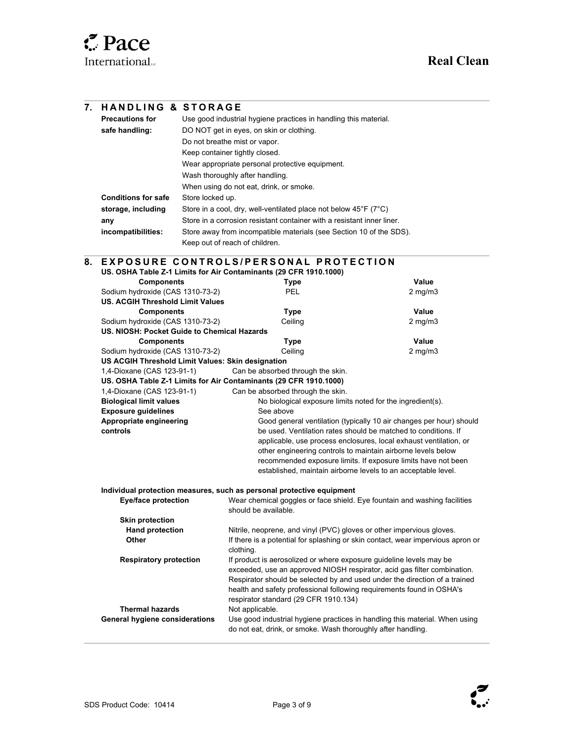## 7. HANDLING & STORAGE

| | |
|---|---|
| **Precautions for safe handling:** | Use good industrial hygiene practices in handling this material.<br>DO NOT get in eyes, on skin or clothing.<br>Do not breathe mist or vapor.<br>Keep container tightly closed.<br>Wear appropriate personal protective equipment.<br>Wash thoroughly after handling.<br>When using do not eat, drink, or smoke. |
| **Conditions for safe storage, including any incompatibilities:** | Store locked up.<br>Store in a cool, dry, well-ventilated place not below 45°F (7°C)<br>Store in a corrosion resistant container with a resistant inner liner.<br>Store away from incompatible materials (see Section 10 of the SDS).<br>Keep out of reach of children. |

## 8. EXPOSURE CONTROLS/PERSONAL PROTECTION

**US. OSHA Table Z-1 Limits for Air Contaminants (29 CFR 1910.1000)**

| Components | Type | Value |
|---|---|---|
| Sodium hydroxide (CAS 1310-73-2) | PEL | 2 mg/m3 |

**US. ACGIH Threshold Limit Values**

| Components | Type | Value |
|---|---|---|
| Sodium hydroxide (CAS 1310-73-2) | Ceiling | 2 mg/m3 |

**US. NIOSH: Pocket Guide to Chemical Hazards**

| Components | Type | Value |
|---|---|---|
| Sodium hydroxide (CAS 1310-73-2) | Ceiling | 2 mg/m3 |

**US ACGIH Threshold Limit Values: Skin designation**

1,4-Dioxane (CAS 123-91-1) Can be absorbed through the skin.

**US. OSHA Table Z-1 Limits for Air Contaminants (29 CFR 1910.1000)**

1,4-Dioxane (CAS 123-91-1) Can be absorbed through the skin.

| | |
|---|---|
| **Biological limit values** | No biological exposure limits noted for the ingredient(s). |
| **Exposure guidelines** | See above |
| **Appropriate engineering controls** | Good general ventilation (typically 10 air changes per hour) should be used. Ventilation rates should be matched to conditions. If applicable, use process enclosures, local exhaust ventilation, or other engineering controls to maintain airborne levels below recommended exposure limits. If exposure limits have not been established, maintain airborne levels to an acceptable level. |

**Individual protection measures, such as personal protective equipment**

| | |
|---|---|
| **Eye/face protection** | Wear chemical goggles or face shield. Eye fountain and washing facilities should be available. |
| **Skin protection** | |
| **Hand protection** | Nitrile, neoprene, and vinyl (PVC) gloves or other impervious gloves. |
| **Other** | If there is a potential for splashing or skin contact, wear impervious apron or clothing. |
| **Respiratory protection** | If product is aerosolized or where exposure guideline levels may be exceeded, use an approved NIOSH respirator, acid gas filter combination. Respirator should be selected by and used under the direction of a trained health and safety professional following requirements found in OSHA's respirator standard (29 CFR 1910.134) |
| **Thermal hazards** | Not applicable. |
| **General hygiene considerations** | Use good industrial hygiene practices in handling this material. When using do not eat, drink, or smoke. Wash thoroughly after handling. |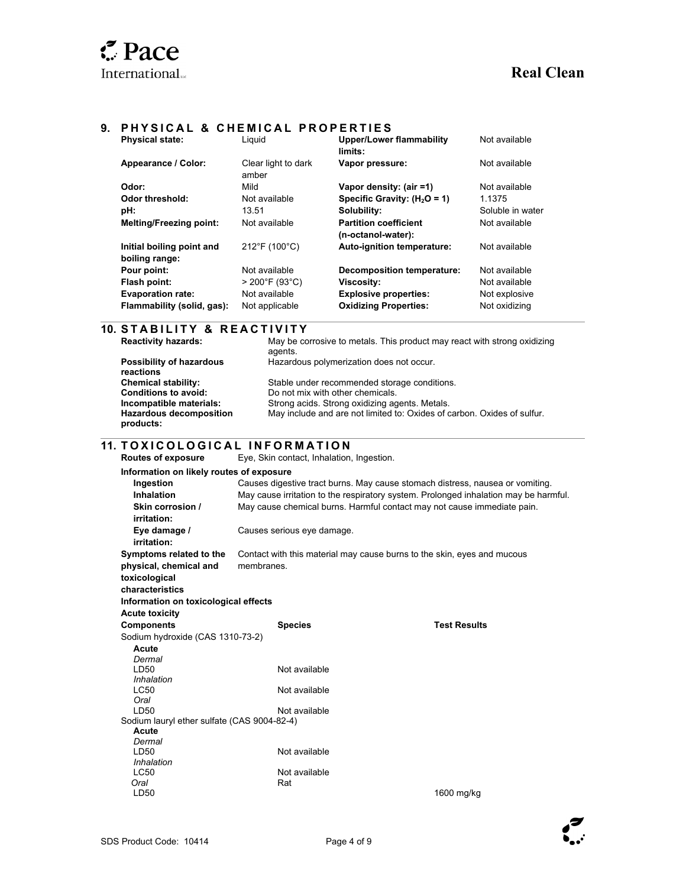## 9. PHYSICAL & CHEMICAL PROPERTIES

| | | | |
|---|---|---|---|
| **Physical state:** | Liquid | **Upper/Lower flammability limits:** | Not available |
| **Appearance / Color:** | Clear light to dark amber | **Vapor pressure:** | Not available |
| **Odor:** | Mild | **Vapor density: (air =1)** | Not available |
| **Odor threshold:** | Not available | **Specific Gravity: ($H_2O$ = 1)** | 1.1375 |
| **pH:** | 13.51 | **Solubility:** | Soluble in water |
| **Melting/Freezing point:** | Not available | **Partition coefficient (n-octanol-water):** | Not available |
| **Initial boiling point and boiling range:** | 212°F (100°C) | **Auto-ignition temperature:** | Not available |
| **Pour point:** | Not available | **Decomposition temperature:** | Not available |
| **Flash point:** | > 200°F (93°C) | **Viscosity:** | Not available |
| **Evaporation rate:** | Not available | **Explosive properties:** | Not explosive |
| **Flammability (solid, gas):** | Not applicable | **Oxidizing Properties:** | Not oxidizing |

## 10. STABILITY & REACTIVITY

| | |
|---|---|
| **Reactivity hazards:** | May be corrosive to metals. This product may react with strong oxidizing agents. |
| **Possibility of hazardous reactions** | Hazardous polymerization does not occur. |
| **Chemical stability:** | Stable under recommended storage conditions. |
| **Conditions to avoid:** | Do not mix with other chemicals. |
| **Incompatible materials:** | Strong acids. Strong oxidizing agents. Metals. |
| **Hazardous decomposition products:** | May include and are not limited to: Oxides of carbon. Oxides of sulfur. |

## 11. TOXICOLOGICAL INFORMATION

**Routes of exposure** Eye, Skin contact, Inhalation, Ingestion.

**Information on likely routes of exposure**

| | |
|---|---|
| **Ingestion** | Causes digestive tract burns. May cause stomach distress, nausea or vomiting. |
| **Inhalation** | May cause irritation to the respiratory system. Prolonged inhalation may be harmful. |
| **Skin corrosion / irritation:** | May cause chemical burns. Harmful contact may not cause immediate pain. |
| **Eye damage / irritation:** | Causes serious eye damage. |
| **Symptoms related to the physical, chemical and toxicological characteristics** | Contact with this material may cause burns to the skin, eyes and mucous membranes. |

**Information on toxicological effects**

**Acute toxicity**

| **Components** | **Species** | **Test Results** |
|---|---|---|
| Sodium hydroxide (CAS 1310-73-2) | | |
| **Acute** | | |
| *Dermal* | | |
| LD50 | Not available | |
| *Inhalation* | | |
| LC50 | Not available | |
| *Oral* | | |
| LD50 | Not available | |
| Sodium lauryl ether sulfate (CAS 9004-82-4) | | |
| **Acute** | | |
| *Dermal* | | |
| LD50 | Not available | |
| *Inhalation* | | |
| LC50 | Not available | |
| *Oral* | Rat | |
| LD50 | | 1600 mg/kg |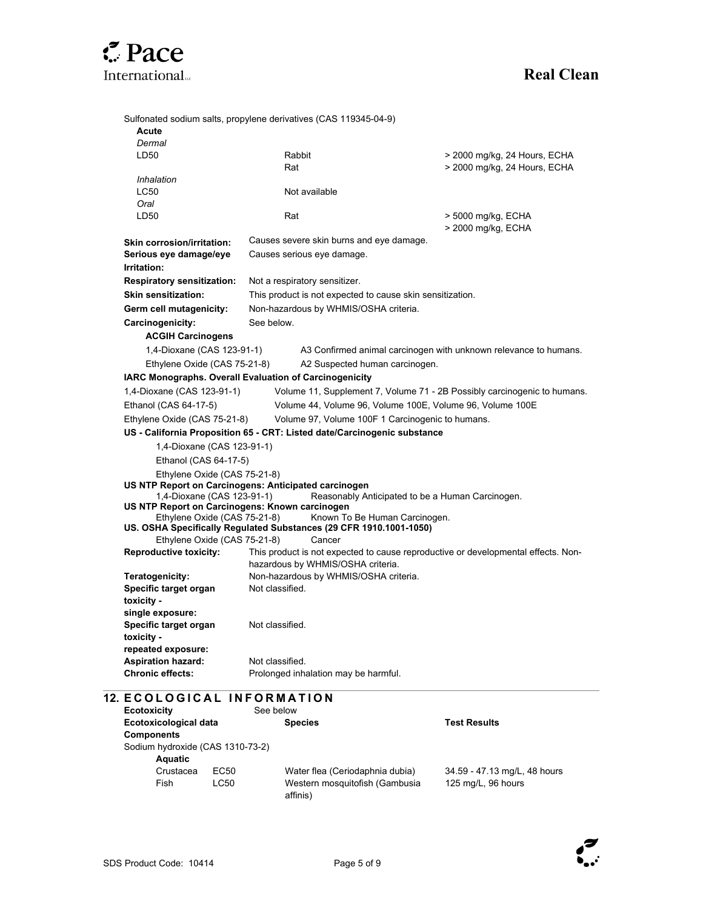Sulfonated sodium salts, propylene derivatives (CAS 119345-04-9)

| | | |
|---|---|---|
| **Acute** | | |
| *Dermal* | | |
| LD50 | Rabbit | > 2000 mg/kg, 24 Hours, ECHA |
| | Rat | > 2000 mg/kg, 24 Hours, ECHA |
| *Inhalation* | | |
| LC50 | Not available | |
| *Oral* | | |
| LD50 | Rat | > 5000 mg/kg, ECHA |
| | | > 2000 mg/kg, ECHA |

**Skin corrosion/irritation:** Causes severe skin burns and eye damage.

**Serious eye damage/eye Irritation:** Causes serious eye damage.

**Respiratory sensitization:** Not a respiratory sensitizer.

**Skin sensitization:** This product is not expected to cause skin sensitization.

**Germ cell mutagenicity:** Non-hazardous by WHMIS/OSHA criteria.

**Carcinogenicity:** See below.

**ACGIH Carcinogens**

| | |
|---|---|
| 1,4-Dioxane (CAS 123-91-1) | A3 Confirmed animal carcinogen with unknown relevance to humans. |
| Ethylene Oxide (CAS 75-21-8) | A2 Suspected human carcinogen. |

**IARC Monographs. Overall Evaluation of Carcinogenicity**

| | |
|---|---|
| 1,4-Dioxane (CAS 123-91-1) | Volume 11, Supplement 7, Volume 71 - 2B Possibly carcinogenic to humans. |
| Ethanol (CAS 64-17-5) | Volume 44, Volume 96, Volume 100E, Volume 96, Volume 100E |
| Ethylene Oxide (CAS 75-21-8) | Volume 97, Volume 100F 1 Carcinogenic to humans. |

**US - California Proposition 65 - CRT: Listed date/Carcinogenic substance**

1,4-Dioxane (CAS 123-91-1)

Ethanol (CAS 64-17-5)

Ethylene Oxide (CAS 75-21-8)

**US NTP Report on Carcinogens: Anticipated carcinogen**

1,4-Dioxane (CAS 123-91-1) Reasonably Anticipated to be a Human Carcinogen.

**US NTP Report on Carcinogens: Known carcinogen**

Ethylene Oxide (CAS 75-21-8) Known To Be Human Carcinogen.

**US. OSHA Specifically Regulated Substances (29 CFR 1910.1001-1050)**

Ethylene Oxide (CAS 75-21-8) Cancer

**Reproductive toxicity:** This product is not expected to cause reproductive or developmental effects. Non-hazardous by WHMIS/OSHA criteria.

**Teratogenicity:** Non-hazardous by WHMIS/OSHA criteria.

**Specific target organ toxicity - single exposure:** Not classified.

**Specific target organ toxicity - repeated exposure:** Not classified.

**Aspiration hazard:** Not classified.

**Chronic effects:** Prolonged inhalation may be harmful.

## 12. ECOLOGICAL INFORMATION

**Ecotoxicity** See below

| **Ecotoxicological data** | | **Species** | **Test Results** |
|---|---|---|---|
| **Components** | | | |
| Sodium hydroxide (CAS 1310-73-2) | | | |
| **Aquatic** | | | |
| Crustacea | EC50 | Water flea (Ceriodaphnia dubia) | 34.59 - 47.13 mg/L, 48 hours |
| Fish | LC50 | Western mosquitofish (Gambusia affinis) | 125 mg/L, 96 hours |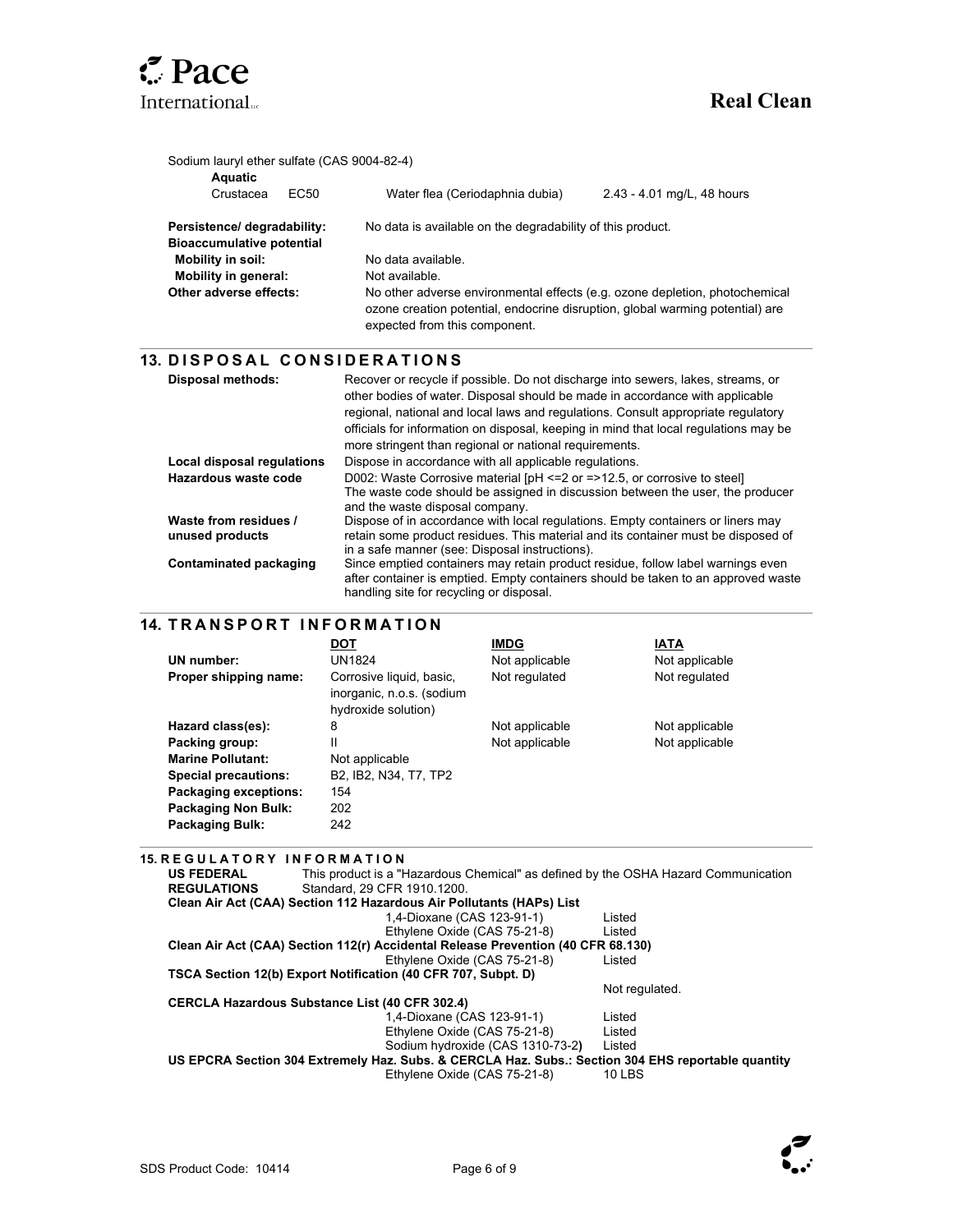Sodium lauryl ether sulfate (CAS 9004-82-4)

| **Aquatic** | | | |
|---|---|---|---|
| Crustacea | EC50 | Water flea (Ceriodaphnia dubia) | 2.43 - 4.01 mg/L, 48 hours |

| | |
|---|---|
| **Persistence/ degradability:** | No data is available on the degradability of this product. |
| **Bioaccumulative potential** | |
| **Mobility in soil:** | No data available. |
| **Mobility in general:** | Not available. |
| **Other adverse effects:** | No other adverse environmental effects (e.g. ozone depletion, photochemical ozone creation potential, endocrine disruption, global warming potential) are expected from this component. |

## 13. DISPOSAL CONSIDERATIONS

| | |
|---|---|
| **Disposal methods:** | Recover or recycle if possible. Do not discharge into sewers, lakes, streams, or other bodies of water. Disposal should be made in accordance with applicable regional, national and local laws and regulations. Consult appropriate regulatory officials for information on disposal, keeping in mind that local regulations may be more stringent than regional or national requirements. |
| **Local disposal regulations** | Dispose in accordance with all applicable regulations. |
| **Hazardous waste code** | D002: Waste Corrosive material [pH <=2 or =>12.5, or corrosive to steel] The waste code should be assigned in discussion between the user, the producer and the waste disposal company. |
| **Waste from residues / unused products** | Dispose of in accordance with local regulations. Empty containers or liners may retain some product residues. This material and its container must be disposed of in a safe manner (see: Disposal instructions). |
| **Contaminated packaging** | Since emptied containers may retain product residue, follow label warnings even after container is emptied. Empty containers should be taken to an approved waste handling site for recycling or disposal. |

## 14. TRANSPORT INFORMATION

| | DOT | IMDG | IATA |
|---|---|---|---|
| **UN number:** | UN1824 | Not applicable | Not applicable |
| **Proper shipping name:** | Corrosive liquid, basic, inorganic, n.o.s. (sodium hydroxide solution) | Not regulated | Not regulated |
| **Hazard class(es):** | 8 | Not applicable | Not applicable |
| **Packing group:** | II | Not applicable | Not applicable |
| **Marine Pollutant:** | Not applicable | | |
| **Special precautions:** | B2, IB2, N34, T7, TP2 | | |
| **Packaging exceptions:** | 154 | | |
| **Packaging Non Bulk:** | 202 | | |
| **Packaging Bulk:** | 242 | | |

## 15. REGULATORY INFORMATION

**US FEDERAL REGULATIONS** This product is a "Hazardous Chemical" as defined by the OSHA Hazard Communication Standard, 29 CFR 1910.1200.

**Clean Air Act (CAA) Section 112 Hazardous Air Pollutants (HAPs) List**

| | |
|---|---|
| 1,4-Dioxane (CAS 123-91-1) | Listed |
| Ethylene Oxide (CAS 75-21-8) | Listed |

**Clean Air Act (CAA) Section 112(r) Accidental Release Prevention (40 CFR 68.130)**

| | |
|---|---|
| Ethylene Oxide (CAS 75-21-8) | Listed |

**TSCA Section 12(b) Export Notification (40 CFR 707, Subpt. D)**

Not regulated.

**CERCLA Hazardous Substance List (40 CFR 302.4)**

| | |
|---|---|
| 1,4-Dioxane (CAS 123-91-1) | Listed |
| Ethylene Oxide (CAS 75-21-8) | Listed |
| Sodium hydroxide (CAS 1310-73-2) | Listed |

**US EPCRA Section 304 Extremely Haz. Subs. & CERCLA Haz. Subs.: Section 304 EHS reportable quantity**

| | |
|---|---|
| Ethylene Oxide (CAS 75-21-8) | 10 LBS |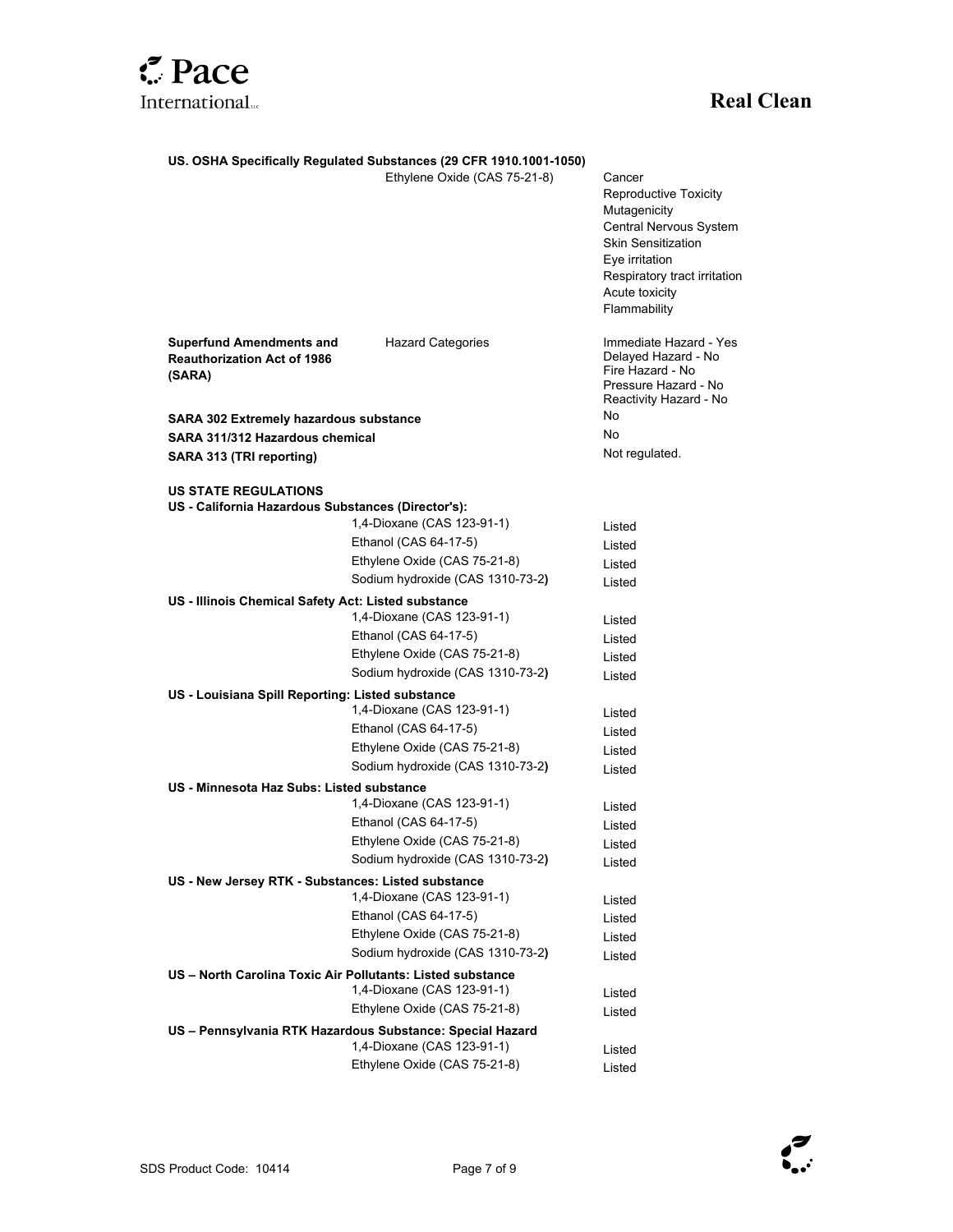**US. OSHA Specifically Regulated Substances (29 CFR 1910.1001-1050)**

| | | |
|---|---|---|
| | Ethylene Oxide (CAS 75-21-8) | Cancer<br>Reproductive Toxicity<br>Mutagenicity<br>Central Nervous System<br>Skin Sensitization<br>Eye irritation<br>Respiratory tract irritation<br>Acute toxicity<br>Flammability |
| **Superfund Amendments and Reauthorization Act of 1986 (SARA)** | Hazard Categories | Immediate Hazard - Yes<br>Delayed Hazard - No<br>Fire Hazard - No<br>Pressure Hazard - No<br>Reactivity Hazard - No |
| **SARA 302 Extremely hazardous substance** | | No |
| **SARA 311/312 Hazardous chemical** | | No |
| **SARA 313 (TRI reporting)** | | Not regulated. |

**US STATE REGULATIONS**

**US - California Hazardous Substances (Director's):**

| | |
|---|---|
| 1,4-Dioxane (CAS 123-91-1) | Listed |
| Ethanol (CAS 64-17-5) | Listed |
| Ethylene Oxide (CAS 75-21-8) | Listed |
| Sodium hydroxide (CAS 1310-73-2) | Listed |

**US - Illinois Chemical Safety Act: Listed substance**

| | |
|---|---|
| 1,4-Dioxane (CAS 123-91-1) | Listed |
| Ethanol (CAS 64-17-5) | Listed |
| Ethylene Oxide (CAS 75-21-8) | Listed |
| Sodium hydroxide (CAS 1310-73-2) | Listed |

**US - Louisiana Spill Reporting: Listed substance**

| | |
|---|---|
| 1,4-Dioxane (CAS 123-91-1) | Listed |
| Ethanol (CAS 64-17-5) | Listed |
| Ethylene Oxide (CAS 75-21-8) | Listed |
| Sodium hydroxide (CAS 1310-73-2) | Listed |

**US - Minnesota Haz Subs: Listed substance**

| | |
|---|---|
| 1,4-Dioxane (CAS 123-91-1) | Listed |
| Ethanol (CAS 64-17-5) | Listed |
| Ethylene Oxide (CAS 75-21-8) | Listed |
| Sodium hydroxide (CAS 1310-73-2) | Listed |

**US - New Jersey RTK - Substances: Listed substance**

| | |
|---|---|
| 1,4-Dioxane (CAS 123-91-1) | Listed |
| Ethanol (CAS 64-17-5) | Listed |
| Ethylene Oxide (CAS 75-21-8) | Listed |
| Sodium hydroxide (CAS 1310-73-2) | Listed |

**US – North Carolina Toxic Air Pollutants: Listed substance**

| | |
|---|---|
| 1,4-Dioxane (CAS 123-91-1) | Listed |
| Ethylene Oxide (CAS 75-21-8) | Listed |

**US – Pennsylvania RTK Hazardous Substance: Special Hazard**

| | |
|---|---|
| 1,4-Dioxane (CAS 123-91-1) | Listed |
| Ethylene Oxide (CAS 75-21-8) | Listed |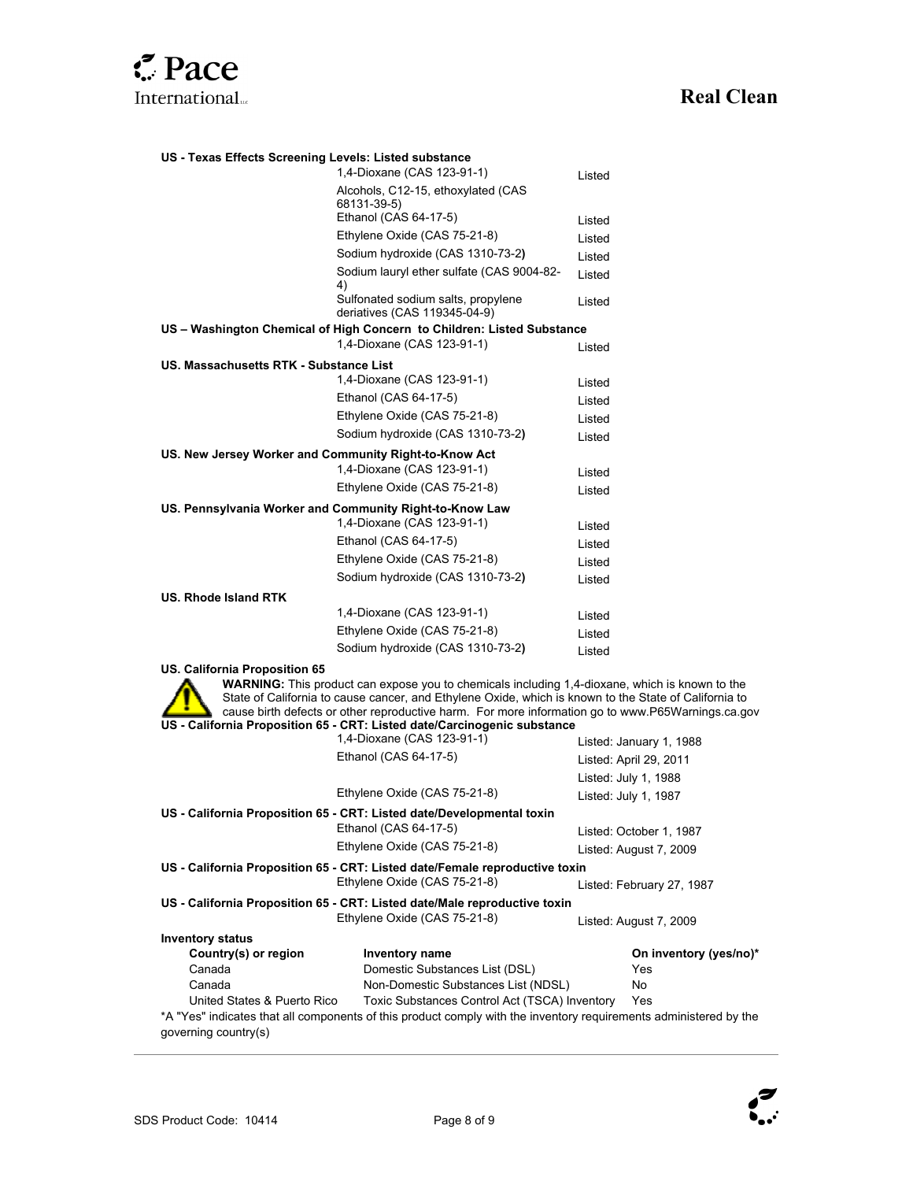**US - Texas Effects Screening Levels: Listed substance**

| Substance | Status |
|---|---|
| 1,4-Dioxane (CAS 123-91-1) | Listed |
| Alcohols, C12-15, ethoxylated (CAS 68131-39-5) | |
| Ethanol (CAS 64-17-5) | Listed |
| Ethylene Oxide (CAS 75-21-8) | Listed |
| Sodium hydroxide (CAS 1310-73-2) | Listed |
| Sodium lauryl ether sulfate (CAS 9004-82-4) | Listed |
| Sulfonated sodium salts, propylene deriatives (CAS 119345-04-9) | Listed |

**US – Washington Chemical of High Concern to Children: Listed Substance**

| Substance | Status |
|---|---|
| 1,4-Dioxane (CAS 123-91-1) | Listed |

**US. Massachusetts RTK - Substance List**

| Substance | Status |
|---|---|
| 1,4-Dioxane (CAS 123-91-1) | Listed |
| Ethanol (CAS 64-17-5) | Listed |
| Ethylene Oxide (CAS 75-21-8) | Listed |
| Sodium hydroxide (CAS 1310-73-2) | Listed |

**US. New Jersey Worker and Community Right-to-Know Act**

| Substance | Status |
|---|---|
| 1,4-Dioxane (CAS 123-91-1) | Listed |
| Ethylene Oxide (CAS 75-21-8) | Listed |

**US. Pennsylvania Worker and Community Right-to-Know Law**

| Substance | Status |
|---|---|
| 1,4-Dioxane (CAS 123-91-1) | Listed |
| Ethanol (CAS 64-17-5) | Listed |
| Ethylene Oxide (CAS 75-21-8) | Listed |
| Sodium hydroxide (CAS 1310-73-2) | Listed |

**US. Rhode Island RTK**

| Substance | Status |
|---|---|
| 1,4-Dioxane (CAS 123-91-1) | Listed |
| Ethylene Oxide (CAS 75-21-8) | Listed |
| Sodium hydroxide (CAS 1310-73-2) | Listed |

**US. California Proposition 65**

**WARNING:** This product can expose you to chemicals including 1,4-dioxane, which is known to the State of California to cause cancer, and Ethylene Oxide, which is known to the State of California to cause birth defects or other reproductive harm. For more information go to www.P65Warnings.ca.gov

**US - California Proposition 65 - CRT: Listed date/Carcinogenic substance**

| Substance | Listed date |
|---|---|
| 1,4-Dioxane (CAS 123-91-1) | Listed: January 1, 1988 |
| Ethanol (CAS 64-17-5) | Listed: April 29, 2011 |
| | Listed: July 1, 1988 |
| Ethylene Oxide (CAS 75-21-8) | Listed: July 1, 1987 |

**US - California Proposition 65 - CRT: Listed date/Developmental toxin**

| Substance | Listed date |
|---|---|
| Ethanol (CAS 64-17-5) | Listed: October 1, 1987 |
| Ethylene Oxide (CAS 75-21-8) | Listed: August 7, 2009 |

**US - California Proposition 65 - CRT: Listed date/Female reproductive toxin**

| Substance | Listed date |
|---|---|
| Ethylene Oxide (CAS 75-21-8) | Listed: February 27, 1987 |

**US - California Proposition 65 - CRT: Listed date/Male reproductive toxin**

| Substance | Listed date |
|---|---|
| Ethylene Oxide (CAS 75-21-8) | Listed: August 7, 2009 |

**Inventory status**

| Country(s) or region | Inventory name | On inventory (yes/no)* |
|---|---|---|
| Canada | Domestic Substances List (DSL) | Yes |
| Canada | Non-Domestic Substances List (NDSL) | No |
| United States & Puerto Rico | Toxic Substances Control Act (TSCA) Inventory | Yes |

*A "Yes" indicates that all components of this product comply with the inventory requirements administered by the governing country(s)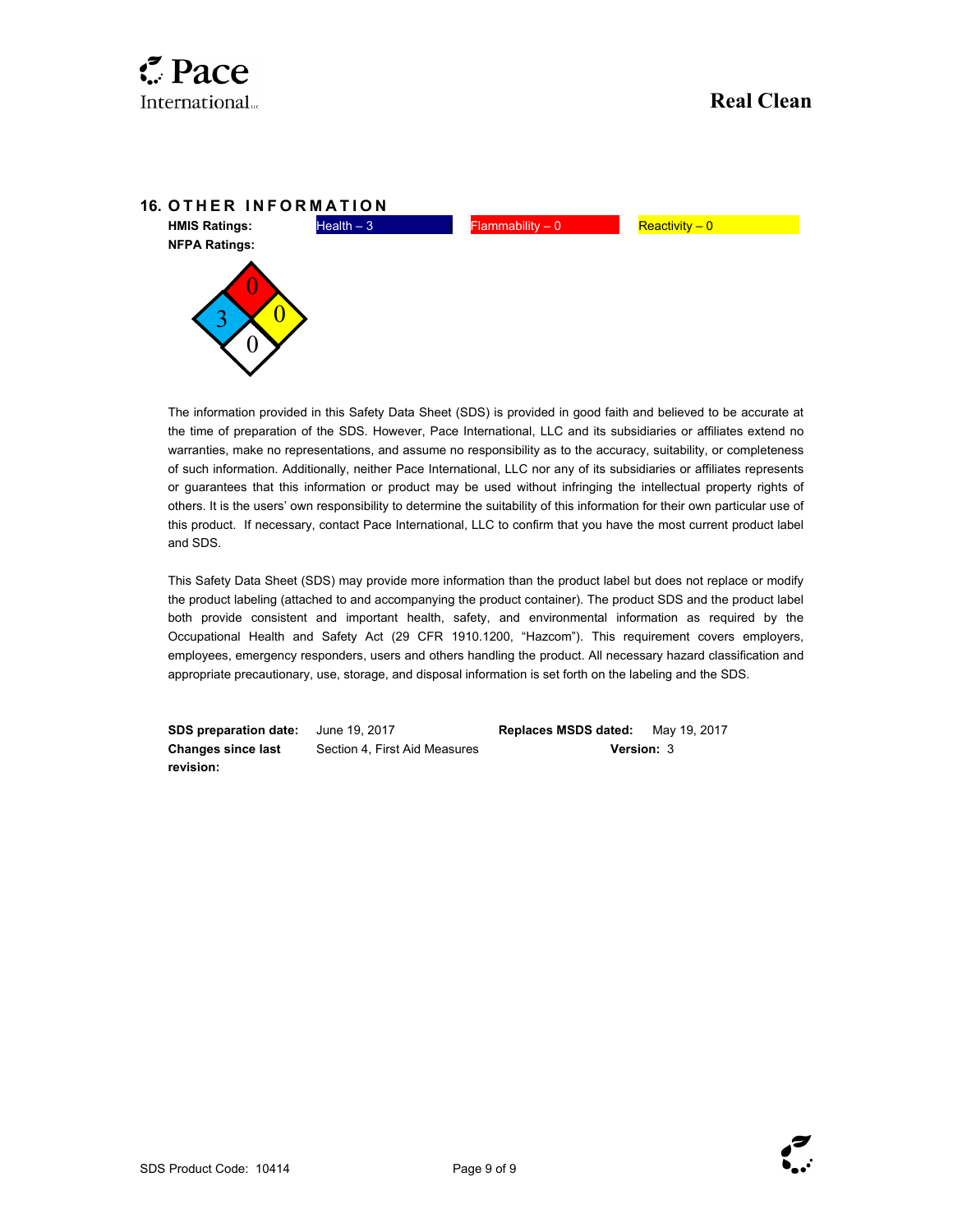## 16. OTHER INFORMATION

**HMIS Ratings:** Health – 3 | Flammability – 0 | Reactivity – 0

**NFPA Ratings:**

0
3 0
0

The information provided in this Safety Data Sheet (SDS) is provided in good faith and believed to be accurate at the time of preparation of the SDS. However, Pace International, LLC and its subsidiaries or affiliates extend no warranties, make no representations, and assume no responsibility as to the accuracy, suitability, or completeness of such information. Additionally, neither Pace International, LLC nor any of its subsidiaries or affiliates represents or guarantees that this information or product may be used without infringing the intellectual property rights of others. It is the users' own responsibility to determine the suitability of this information for their own particular use of this product. If necessary, contact Pace International, LLC to confirm that you have the most current product label and SDS.

This Safety Data Sheet (SDS) may provide more information than the product label but does not replace or modify the product labeling (attached to and accompanying the product container). The product SDS and the product label both provide consistent and important health, safety, and environmental information as required by the Occupational Health and Safety Act (29 CFR 1910.1200, "Hazcom"). This requirement covers employers, employees, emergency responders, users and others handling the product. All necessary hazard classification and appropriate precautionary, use, storage, and disposal information is set forth on the labeling and the SDS.

| | | | |
|---|---|---|---|
| **SDS preparation date:** | June 19, 2017 | **Replaces MSDS dated:** | May 19, 2017 |
| **Changes since last revision:** | Section 4, First Aid Measures | **Version:** | 3 |

SDS Product Code: 10414